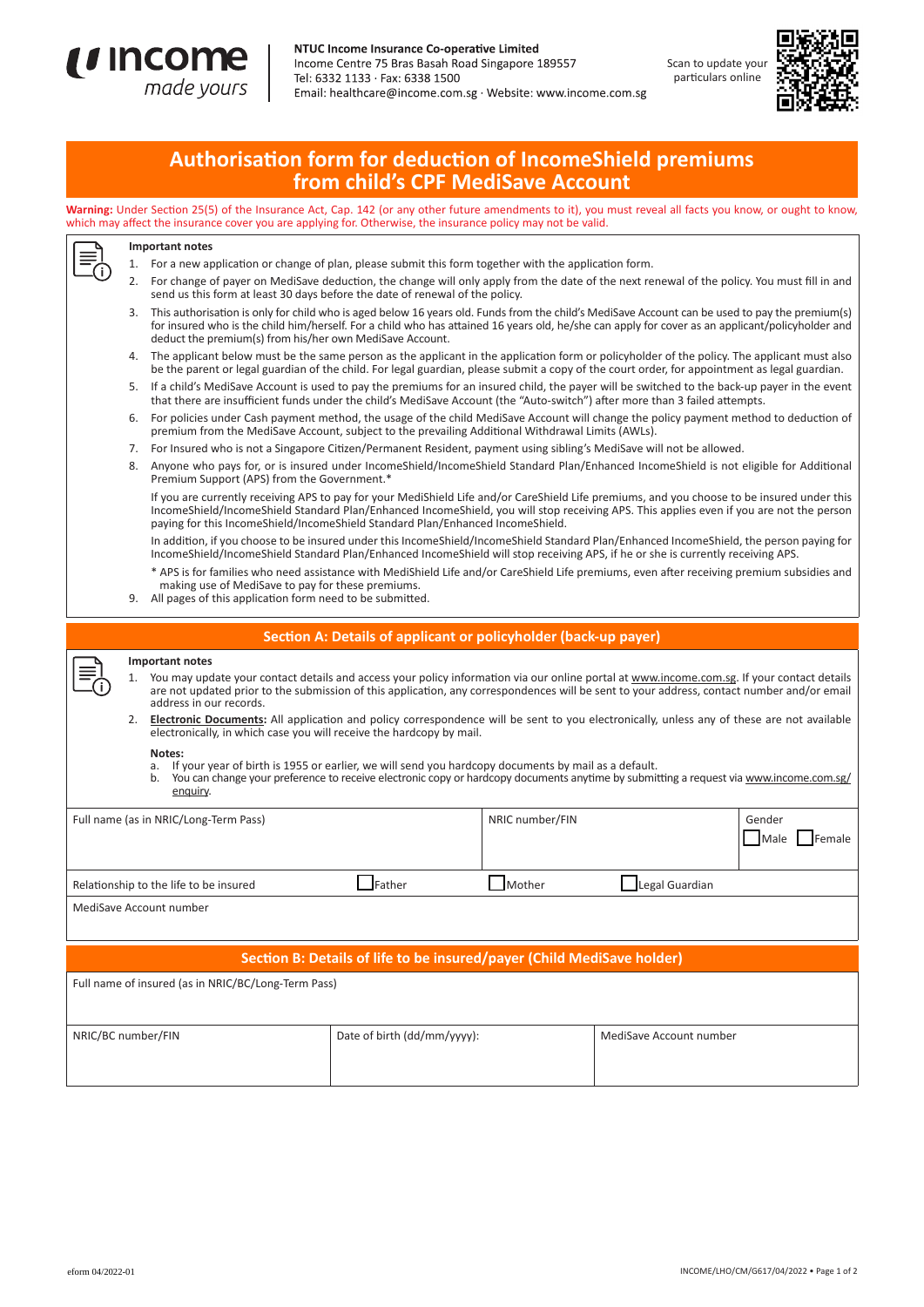**income** *made yours*

**NTUC Income Insurance Co-operative Limited**
Income Centre 75 Bras Basah Road Singapore 189557
Tel: 6332 1133 · Fax: 6338 1500
Email: healthcare@income.com.sg · Website: www.income.com.sg

Scan to update your particulars online

# Authorisation form for deduction of IncomeShield premiums from child's CPF MediSave Account

**Warning:** Under Section 25(5) of the Insurance Act, Cap. 142 (or any other future amendments to it), you must reveal all facts you know, or ought to know, which may affect the insurance cover you are applying for. Otherwise, the insurance policy may not be valid.

**Important notes**

1. For a new application or change of plan, please submit this form together with the application form.
2. For change of payer on MediSave deduction, the change will only apply from the date of the next renewal of the policy. You must fill in and send us this form at least 30 days before the date of renewal of the policy.
3. This authorisation is only for child who is aged below 16 years old. Funds from the child's MediSave Account can be used to pay the premium(s) for insured who is the child him/herself. For a child who has attained 16 years old, he/she can apply for cover as an applicant/policyholder and deduct the premium(s) from his/her own MediSave Account.
4. The applicant below must be the same person as the applicant in the application form or policyholder of the policy. The applicant must also be the parent or legal guardian of the child. For legal guardian, please submit a copy of the court order, for appointment as legal guardian.
5. If a child's MediSave Account is used to pay the premiums for an insured child, the payer will be switched to the back-up payer in the event that there are insufficient funds under the child's MediSave Account (the "Auto-switch") after more than 3 failed attempts.
6. For policies under Cash payment method, the usage of the child MediSave Account will change the policy payment method to deduction of premium from the MediSave Account, subject to the prevailing Additional Withdrawal Limits (AWLs).
7. For Insured who is not a Singapore Citizen/Permanent Resident, payment using sibling's MediSave will not be allowed.
8. Anyone who pays for, or is insured under IncomeShield/IncomeShield Standard Plan/Enhanced IncomeShield is not eligible for Additional Premium Support (APS) from the Government.*

   If you are currently receiving APS to pay for your MediShield Life and/or CareShield Life premiums, and you choose to be insured under this IncomeShield/IncomeShield Standard Plan/Enhanced IncomeShield, you will stop receiving APS. This applies even if you are not the person paying for this IncomeShield/IncomeShield Standard Plan/Enhanced IncomeShield.

   In addition, if you choose to be insured under this IncomeShield/IncomeShield Standard Plan/Enhanced IncomeShield, the person paying for IncomeShield/IncomeShield Standard Plan/Enhanced IncomeShield will stop receiving APS, if he or she is currently receiving APS.

   \* APS is for families who need assistance with MediShield Life and/or CareShield Life premiums, even after receiving premium subsidies and making use of MediSave to pay for these premiums.
9. All pages of this application form need to be submitted.

## Section A: Details of applicant or policyholder (back-up payer)

**Important notes**

1. You may update your contact details and access your policy information via our online portal at www.income.com.sg. If your contact details are not updated prior to the submission of this application, any correspondences will be sent to your address, contact number and/or email address in our records.
2. **Electronic Documents:** All application and policy correspondence will be sent to you electronically, unless any of these are not available electronically, in which case you will receive the hardcopy by mail.

   **Notes:**
   a. If your year of birth is 1955 or earlier, we will send you hardcopy documents by mail as a default.
   b. You can change your preference to receive electronic copy or hardcopy documents anytime by submitting a request via www.income.com.sg/enquiry.

| Full name (as in NRIC/Long-Term Pass) | | NRIC number/FIN | | Gender ☐ Male ☐ Female |
|---|---|---|---|---|
| Relationship to the life to be insured | ☐ Father | ☐ Mother | ☐ Legal Guardian | |
| MediSave Account number | | | | |

## Section B: Details of life to be insured/payer (Child MediSave holder)

| Full name of insured (as in NRIC/BC/Long-Term Pass) | | |
|---|---|---|
| NRIC/BC number/FIN | Date of birth (dd/mm/yyyy): | MediSave Account number |

eform 04/2022-01

INCOME/LHO/CM/G617/04/2022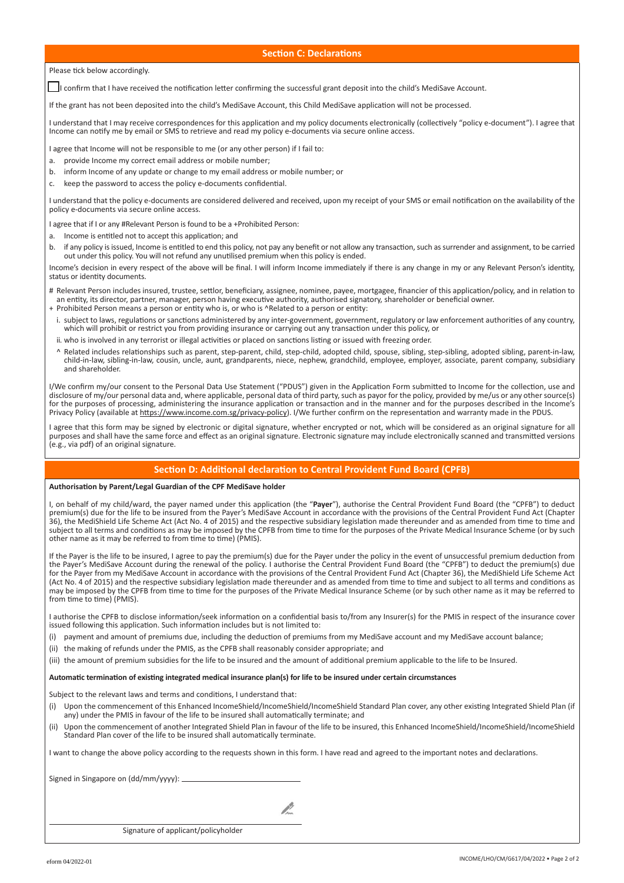## Section C: Declarations

Please tick below accordingly.

☐ I confirm that I have received the notification letter confirming the successful grant deposit into the child's MediSave Account.

If the grant has not been deposited into the child's MediSave Account, this Child MediSave application will not be processed.

I understand that I may receive correspondences for this application and my policy documents electronically (collectively "policy e-document"). I agree that Income can notify me by email or SMS to retrieve and read my policy e-documents via secure online access.

I agree that Income will not be responsible to me (or any other person) if I fail to:

a. provide Income my correct email address or mobile number;
b. inform Income of any update or change to my email address or mobile number; or
c. keep the password to access the policy e-documents confidential.

I understand that the policy e-documents are considered delivered and received, upon my receipt of your SMS or email notification on the availability of the policy e-documents via secure online access.

I agree that if I or any #Relevant Person is found to be a +Prohibited Person:

a. Income is entitled not to accept this application; and
b. if any policy is issued, Income is entitled to end this policy, not pay any benefit or not allow any transaction, such as surrender and assignment, to be carried out under this policy. You will not refund any unutilised premium when this policy is ended.

Income's decision in every respect of the above will be final. I will inform Income immediately if there is any change in my or any Relevant Person's identity, status or identity documents.

# Relevant Person includes insured, trustee, settlor, beneficiary, assignee, nominee, payee, mortgagee, financier of this application/policy, and in relation to an entity, its director, partner, manager, person having executive authority, authorised signatory, shareholder or beneficial owner.

+ Prohibited Person means a person or entity who is, or who is ^Related to a person or entity:

i. subject to laws, regulations or sanctions administered by any inter-government, government, regulatory or law enforcement authorities of any country, which will prohibit or restrict you from providing insurance or carrying out any transaction under this policy, or

ii. who is involved in any terrorist or illegal activities or placed on sanctions listing or issued with freezing order.

^ Related includes relationships such as parent, step-parent, child, step-child, adopted child, spouse, sibling, step-sibling, adopted sibling, parent-in-law, child-in-law, sibling-in-law, cousin, uncle, aunt, grandparents, niece, nephew, grandchild, employee, employer, associate, parent company, subsidiary and shareholder.

I/We confirm my/our consent to the Personal Data Use Statement ("PDUS") given in the Application Form submitted to Income for the collection, use and disclosure of my/our personal data and, where applicable, personal data of third party, such as payor for the policy, provided by me/us or any other source(s) for the purposes of processing, administering the insurance application or transaction and in the manner and for the purposes described in the Income's Privacy Policy (available at https://www.income.com.sg/privacy-policy). I/We further confirm on the representation and warranty made in the PDUS.

I agree that this form may be signed by electronic or digital signature, whether encrypted or not, which will be considered as an original signature for all purposes and shall have the same force and effect as an original signature. Electronic signature may include electronically scanned and transmitted versions (e.g., via pdf) of an original signature.

## Section D: Additional declaration to Central Provident Fund Board (CPFB)

**Authorisation by Parent/Legal Guardian of the CPF MediSave holder**

I, on behalf of my child/ward, the payer named under this application (the "**Payer**"), authorise the Central Provident Fund Board (the "CPFB") to deduct premium(s) due for the life to be insured from the Payer's MediSave Account in accordance with the provisions of the Central Provident Fund Act (Chapter 36), the MediShield Life Scheme Act (Act No. 4 of 2015) and the respective subsidiary legislation made thereunder and as amended from time to time and subject to all terms and conditions as may be imposed by the CPFB from time to time for the purposes of the Private Medical Insurance Scheme (or by such other name as it may be referred to from time to time) (PMIS).

If the Payer is the life to be insured, I agree to pay the premium(s) due for the Payer under the policy in the event of unsuccessful premium deduction from the Payer's MediSave Account during the renewal of the policy. I authorise the Central Provident Fund Board (the "CPFB") to deduct the premium(s) due for the Payer from my MediSave Account in accordance with the provisions of the Central Provident Fund Act (Chapter 36), the MediShield Life Scheme Act (Act No. 4 of 2015) and the respective subsidiary legislation made thereunder and as amended from time to time and subject to all terms and conditions as may be imposed by the CPFB from time to time for the purposes of the Private Medical Insurance Scheme (or by such other name as it may be referred to from time to time) (PMIS).

I authorise the CPFB to disclose information/seek information on a confidential basis to/from any Insurer(s) for the PMIS in respect of the insurance cover issued following this application. Such information includes but is not limited to:

(i) payment and amount of premiums due, including the deduction of premiums from my MediSave account and my MediSave account balance;
(ii) the making of refunds under the PMIS, as the CPFB shall reasonably consider appropriate; and
(iii) the amount of premium subsidies for the life to be insured and the amount of additional premium applicable to the life to be Insured.

**Automatic termination of existing integrated medical insurance plan(s) for life to be insured under certain circumstances**

Subject to the relevant laws and terms and conditions, I understand that:

(i) Upon the commencement of this Enhanced IncomeShield/IncomeShield/IncomeShield Standard Plan cover, any other existing Integrated Shield Plan (if any) under the PMIS in favour of the life to be insured shall automatically terminate; and
(ii) Upon the commencement of another Integrated Shield Plan in favour of the life to be insured, this Enhanced IncomeShield/IncomeShield/IncomeShield Standard Plan cover of the life to be insured shall automatically terminate.

I want to change the above policy according to the requests shown in this form. I have read and agreed to the important notes and declarations.

Signed in Singapore on (dd/mm/yyyy): ____________________

____________________

Signature of applicant/policyholder

eform 04/2022-01

INCOME/LHO/CM/G617/04/2022